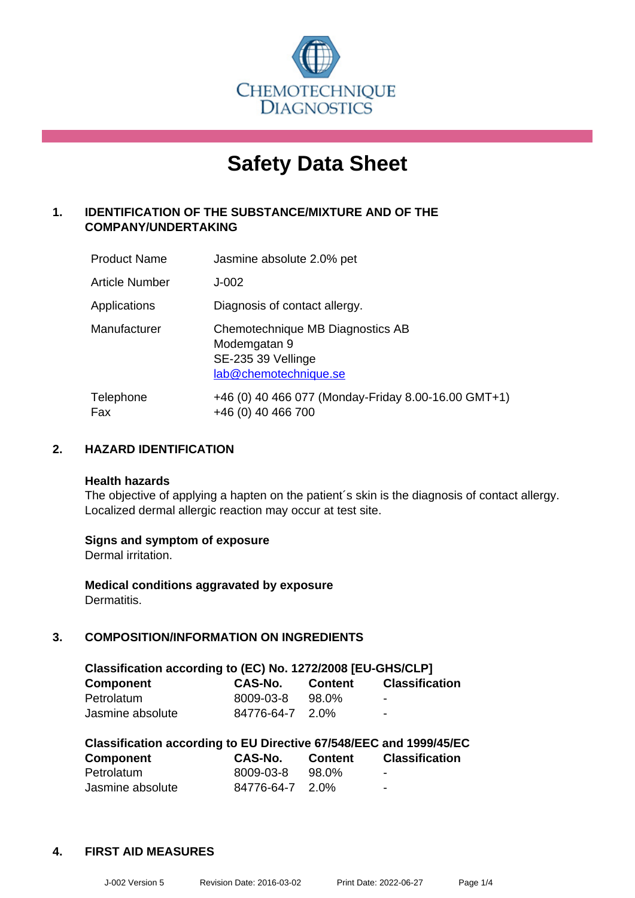CHEMOTECHNIQUE DIAGNOSTICS

# Safety Data Sheet

## 1. IDENTIFICATION OF THE SUBSTANCE/MIXTURE AND OF THE COMPANY/UNDERTAKING

| | |
|---|---|
| Product Name | Jasmine absolute 2.0% pet |
| Article Number | J-002 |
| Applications | Diagnosis of contact allergy. |
| Manufacturer | Chemotechnique MB Diagnostics AB<br>Modemgatan 9<br>SE-235 39 Vellinge<br>lab@chemotechnique.se |
| Telephone<br>Fax | +46 (0) 40 466 077 (Monday-Friday 8.00-16.00 GMT+1)<br>+46 (0) 40 466 700 |

## 2. HAZARD IDENTIFICATION

**Health hazards**
The objective of applying a hapten on the patient´s skin is the diagnosis of contact allergy. Localized dermal allergic reaction may occur at test site.

**Signs and symptom of exposure**
Dermal irritation.

**Medical conditions aggravated by exposure**
Dermatitis.

## 3. COMPOSITION/INFORMATION ON INGREDIENTS

**Classification according to (EC) No. 1272/2008 [EU-GHS/CLP]**

| Component | CAS-No. | Content | Classification |
|---|---|---|---|
| Petrolatum | 8009-03-8 | 98.0% | - |
| Jasmine absolute | 84776-64-7 | 2.0% | - |

**Classification according to EU Directive 67/548/EEC and 1999/45/EC**

| Component | CAS-No. | Content | Classification |
|---|---|---|---|
| Petrolatum | 8009-03-8 | 98.0% | - |
| Jasmine absolute | 84776-64-7 | 2.0% | - |

## 4. FIRST AID MEASURES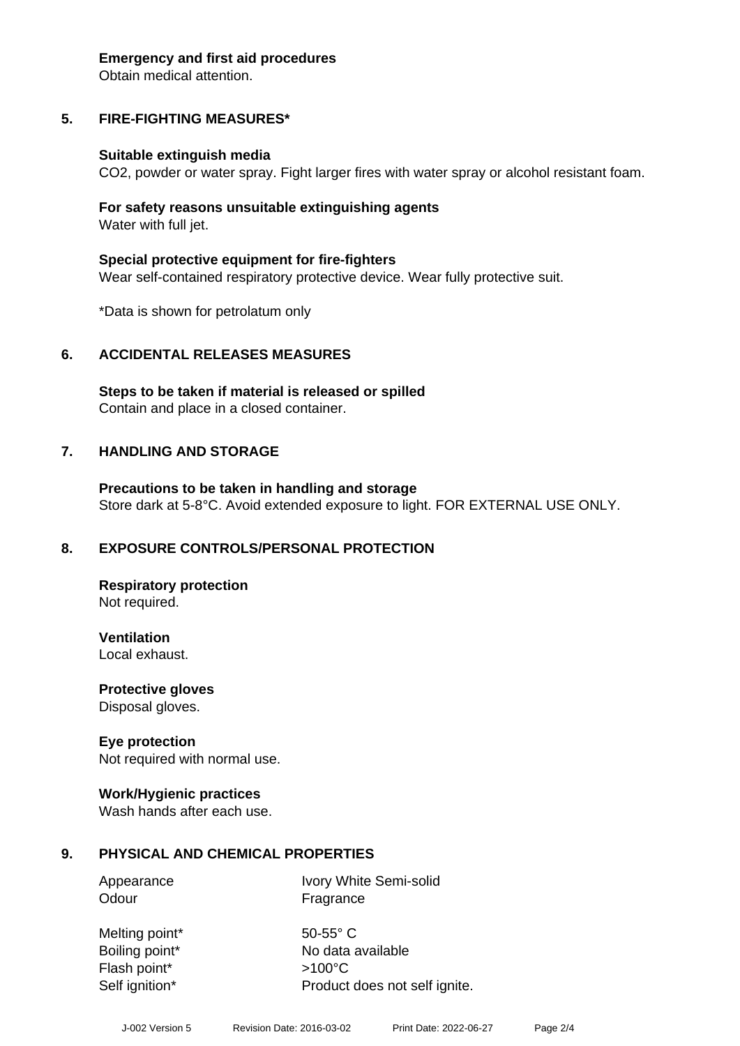**Emergency and first aid procedures**
Obtain medical attention.

## 5. FIRE-FIGHTING MEASURES*

**Suitable extinguish media**
$CO_2$, powder or water spray. Fight larger fires with water spray or alcohol resistant foam.

**For safety reasons unsuitable extinguishing agents**
Water with full jet.

**Special protective equipment for fire-fighters**
Wear self-contained respiratory protective device. Wear fully protective suit.

*Data is shown for petrolatum only

## 6. ACCIDENTAL RELEASES MEASURES

**Steps to be taken if material is released or spilled**
Contain and place in a closed container.

## 7. HANDLING AND STORAGE

**Precautions to be taken in handling and storage**
Store dark at 5-8°C. Avoid extended exposure to light. FOR EXTERNAL USE ONLY.

## 8. EXPOSURE CONTROLS/PERSONAL PROTECTION

**Respiratory protection**
Not required.

**Ventilation**
Local exhaust.

**Protective gloves**
Disposal gloves.

**Eye protection**
Not required with normal use.

**Work/Hygienic practices**
Wash hands after each use.

## 9. PHYSICAL AND CHEMICAL PROPERTIES

| | |
|---|---|
| Appearance | Ivory White Semi-solid |
| Odour | Fragrance |
| Melting point* | 50-55° C |
| Boiling point* | No data available |
| Flash point* | >100°C |
| Self ignition* | Product does not self ignite. |

J-002 Version 5 Revision Date: 2016-03-02 Print Date: 2022-06-27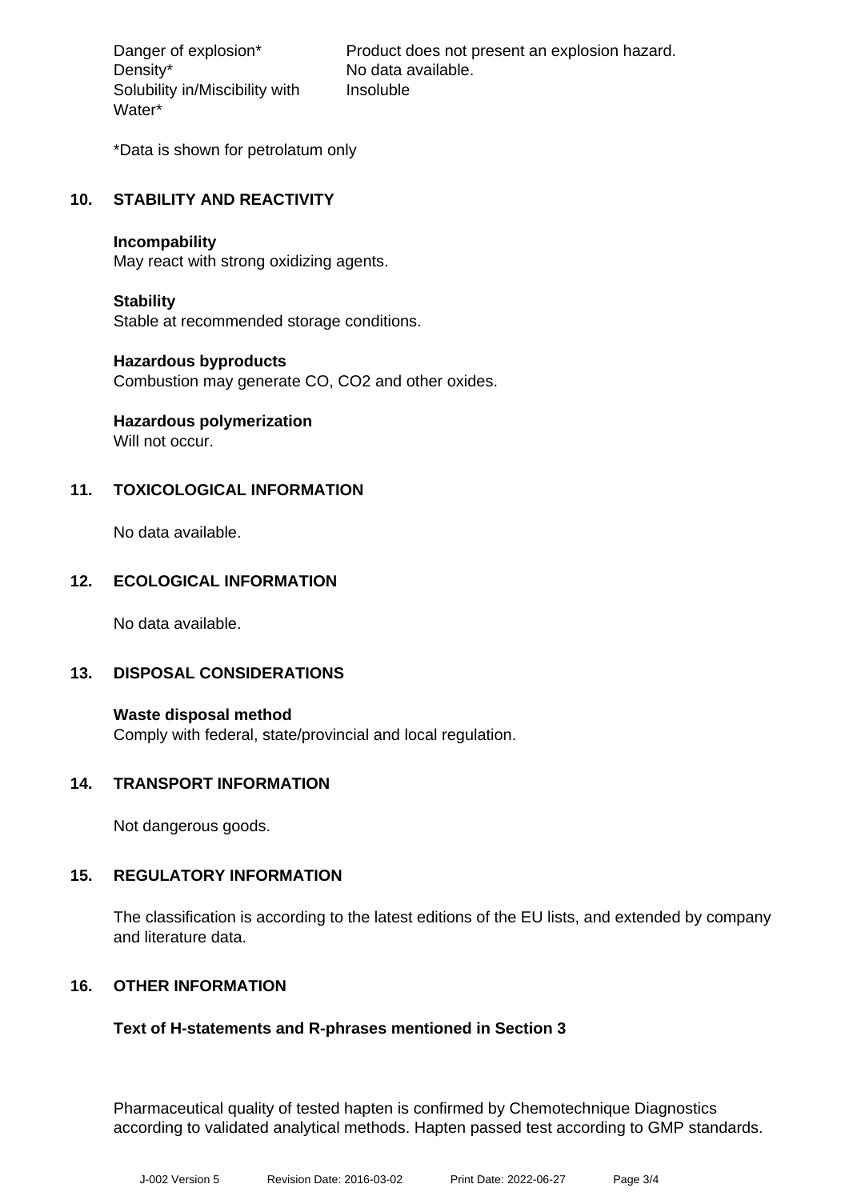| | |
|---|---|
| Danger of explosion* | Product does not present an explosion hazard. |
| Density* | No data available. |
| Solubility in/Miscibility with Water* | Insoluble |

*Data is shown for petrolatum only

## 10. STABILITY AND REACTIVITY

**Incompability**
May react with strong oxidizing agents.

**Stability**
Stable at recommended storage conditions.

**Hazardous byproducts**
Combustion may generate CO, $CO_2$ and other oxides.

**Hazardous polymerization**
Will not occur.

## 11. TOXICOLOGICAL INFORMATION

No data available.

## 12. ECOLOGICAL INFORMATION

No data available.

## 13. DISPOSAL CONSIDERATIONS

**Waste disposal method**
Comply with federal, state/provincial and local regulation.

## 14. TRANSPORT INFORMATION

Not dangerous goods.

## 15. REGULATORY INFORMATION

The classification is according to the latest editions of the EU lists, and extended by company and literature data.

## 16. OTHER INFORMATION

**Text of H-statements and R-phrases mentioned in Section 3**

Pharmaceutical quality of tested hapten is confirmed by Chemotechnique Diagnostics according to validated analytical methods. Hapten passed test according to GMP standards.

J-002 Version 5 Revision Date: 2016-03-02 Print Date: 2022-06-27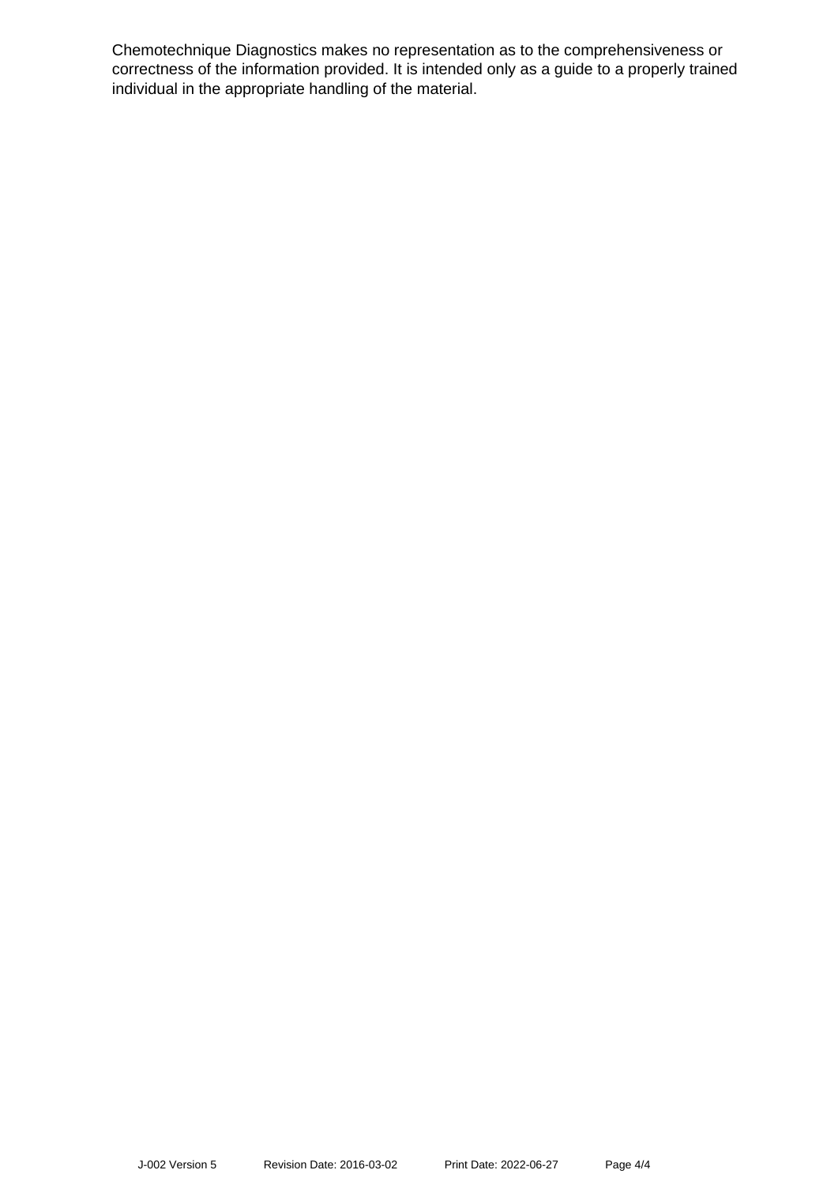Chemotechnique Diagnostics makes no representation as to the comprehensiveness or correctness of the information provided. It is intended only as a guide to a properly trained individual in the appropriate handling of the material.